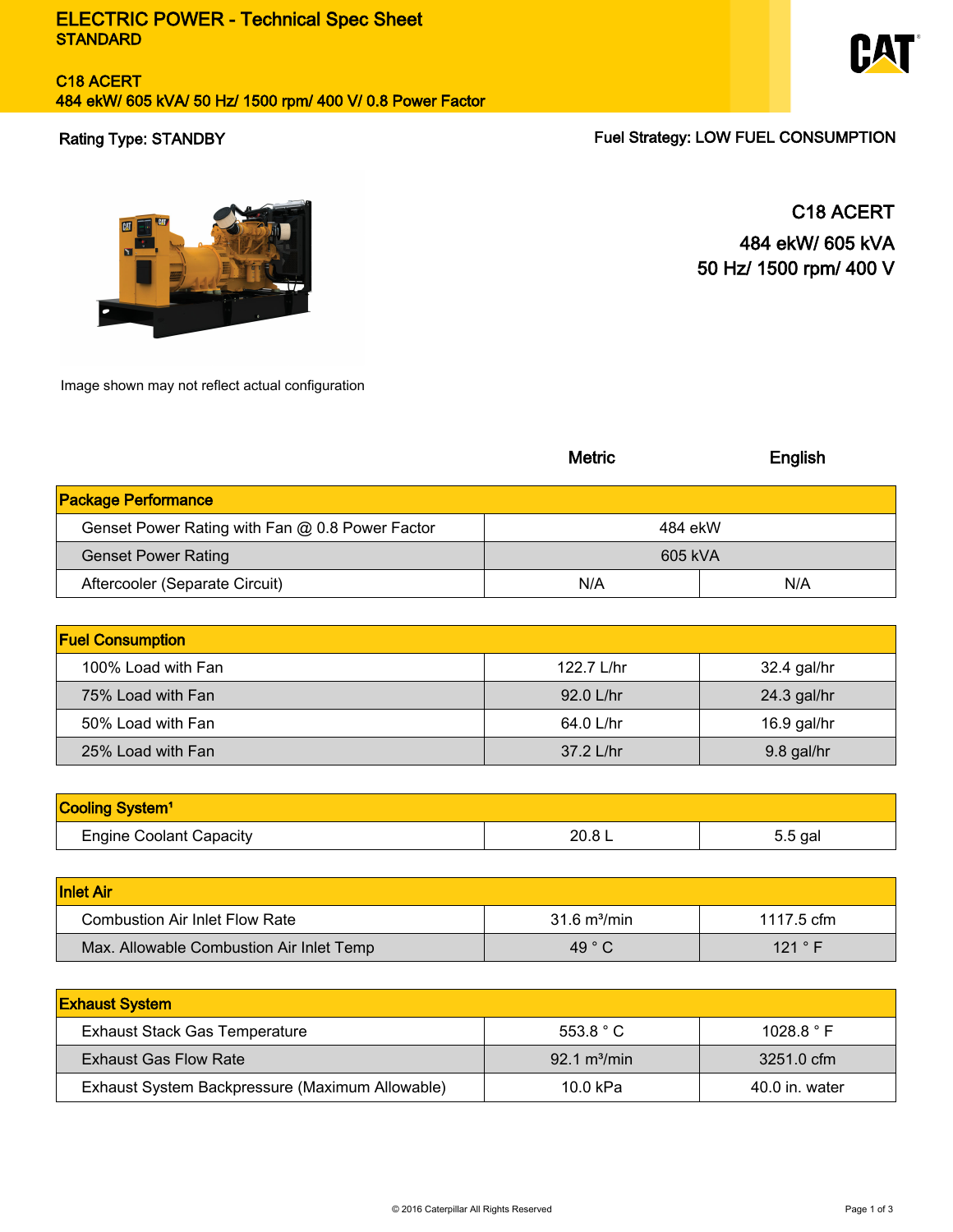# ELECTRIC POWER - Technical Spec Sheet

STANDARD

## C18 ACERT

484 ekW/ 605 kVA/ 50 Hz/ 1500 rpm/ 400 V/ 0.8 Power Factor

**Rating Type: STANDBY**

**Fuel Strategy: LOW FUEL CONSUMPTION**

C18 ACERT

484 ekW/ 605 kVA

50 Hz/ 1500 rpm/ 400 V

Image shown may not reflect actual configuration

| | Metric | English |
|---|---|---|
| **Package Performance** | | |
| Genset Power Rating with Fan @ 0.8 Power Factor | 484 ekW | |
| Genset Power Rating | 605 kVA | |
| Aftercooler (Separate Circuit) | N/A | N/A |

| **Fuel Consumption** | | |
|---|---|---|
| 100% Load with Fan | 122.7 L/hr | 32.4 gal/hr |
| 75% Load with Fan | 92.0 L/hr | 24.3 gal/hr |
| 50% Load with Fan | 64.0 L/hr | 16.9 gal/hr |
| 25% Load with Fan | 37.2 L/hr | 9.8 gal/hr |

| **Cooling System[1]** | | |
|---|---|---|
| Engine Coolant Capacity | 20.8 L | 5.5 gal |

| **Inlet Air** | | |
|---|---|---|
| Combustion Air Inlet Flow Rate | 31.6 m³/min | 1117.5 cfm |
| Max. Allowable Combustion Air Inlet Temp | 49 ° C | 121 ° F |

| **Exhaust System** | | |
|---|---|---|
| Exhaust Stack Gas Temperature | 553.8 ° C | 1028.8 ° F |
| Exhaust Gas Flow Rate | 92.1 m³/min | 3251.0 cfm |
| Exhaust System Backpressure (Maximum Allowable) | 10.0 kPa | 40.0 in. water |

© 2016 Caterpillar All Rights Reserved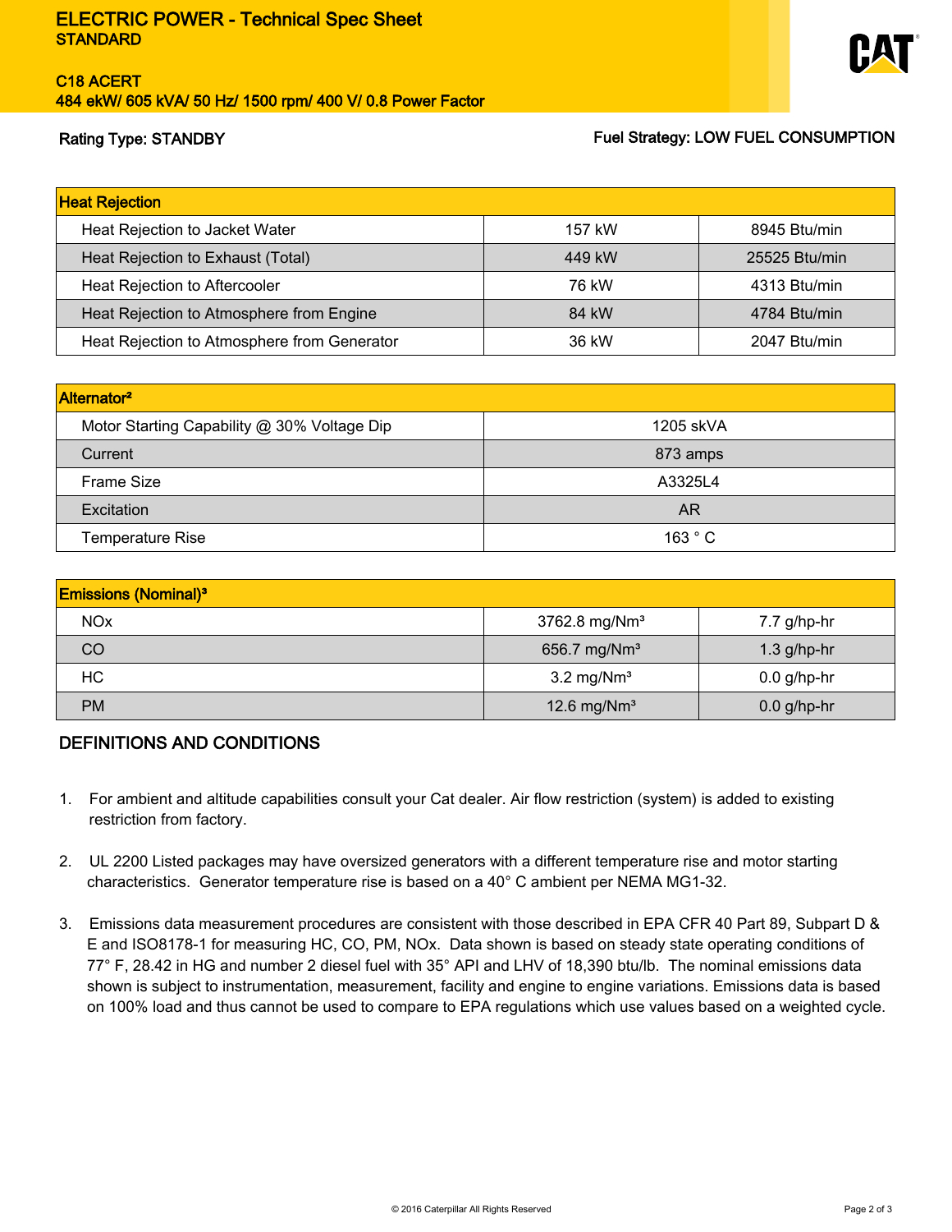# ELECTRIC POWER - Technical Spec Sheet
## STANDARD

**C18 ACERT**
**484 eKW/ 605 kVA/ 50 Hz/ 1500 rpm/ 400 V/ 0.8 Power Factor**

**Rating Type: STANDBY** | **Fuel Strategy: LOW FUEL CONSUMPTION**

| Heat Rejection | | |
|---|---|---|
| Heat Rejection to Jacket Water | 157 kW | 8945 Btu/min |
| Heat Rejection to Exhaust (Total) | 449 kW | 25525 Btu/min |
| Heat Rejection to Aftercooler | 76 kW | 4313 Btu/min |
| Heat Rejection to Atmosphere from Engine | 84 kW | 4784 Btu/min |
| Heat Rejection to Atmosphere from Generator | 36 kW | 2047 Btu/min |

| Alternator[2] | |
|---|---|
| Motor Starting Capability @ 30% Voltage Dip | 1205 skVA |
| Current | 873 amps |
| Frame Size | A3325L4 |
| Excitation | AR |
| Temperature Rise | 163 ° C |

| Emissions (Nominal)[3] | | |
|---|---|---|
| NOx | 3762.8 mg/Nm³ | 7.7 g/hp-hr |
| CO | 656.7 mg/Nm³ | 1.3 g/hp-hr |
| HC | 3.2 mg/Nm³ | 0.0 g/hp-hr |
| PM | 12.6 mg/Nm³ | 0.0 g/hp-hr |

## DEFINITIONS AND CONDITIONS

1. For ambient and altitude capabilities consult your Cat dealer. Air flow restriction (system) is added to existing restriction from factory.

2. UL 2200 Listed packages may have oversized generators with a different temperature rise and motor starting characteristics. Generator temperature rise is based on a 40° C ambient per NEMA MG1-32.

3. Emissions data measurement procedures are consistent with those described in EPA CFR 40 Part 89, Subpart D & E and ISO8178-1 for measuring HC, CO, PM, NOx. Data shown is based on steady state operating conditions of 77° F, 28.42 in HG and number 2 diesel fuel with 35° API and LHV of 18,390 btu/lb. The nominal emissions data shown is subject to instrumentation, measurement, facility and engine to engine variations. Emissions data is based on 100% load and thus cannot be used to compare to EPA regulations which use values based on a weighted cycle.

© 2016 Caterpillar All Rights Reserved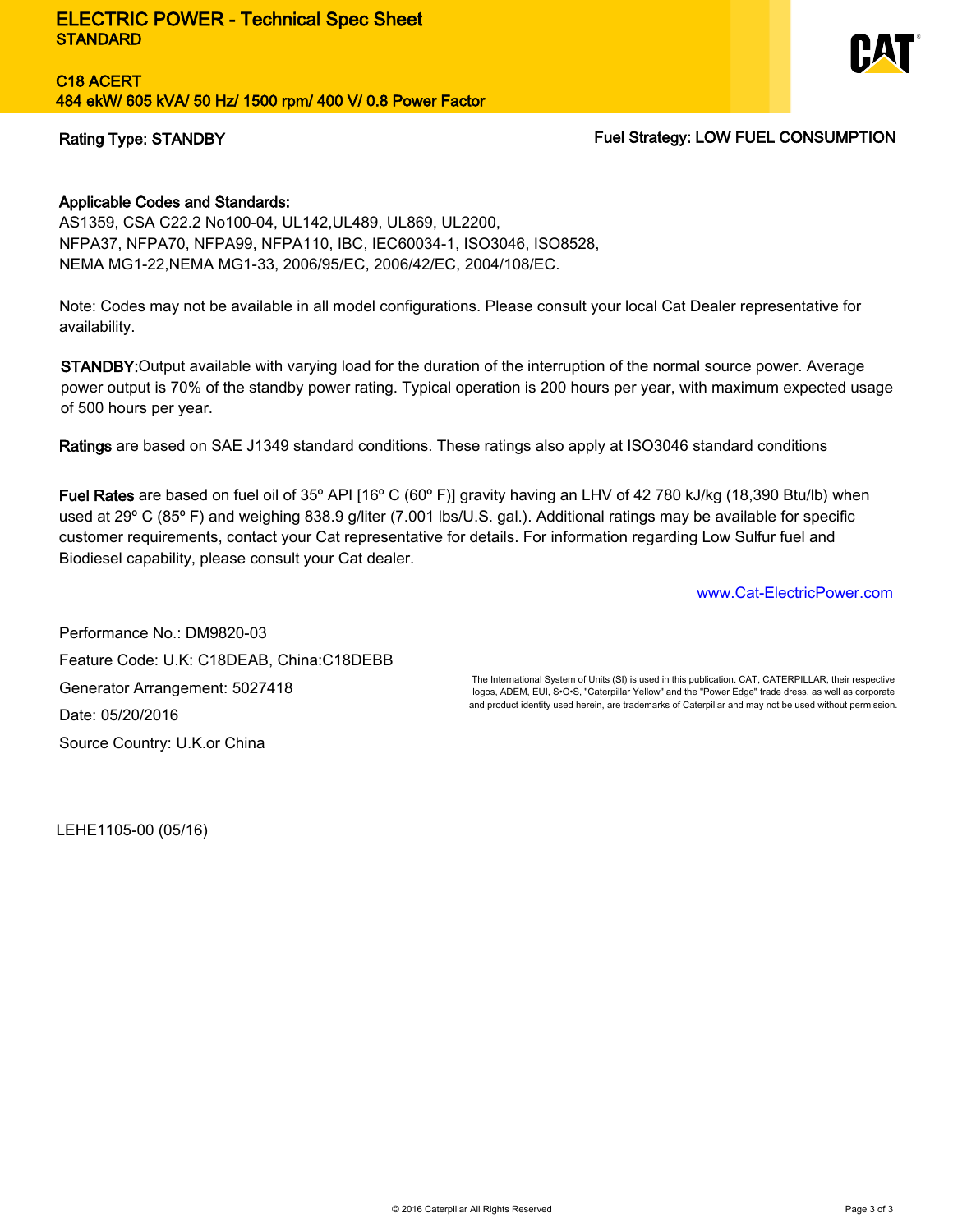# ELECTRIC POWER - Technical Spec Sheet
**STANDARD**

**C18 ACERT**
**484 ekW/ 605 kVA/ 50 Hz/ 1500 rpm/ 400 V/ 0.8 Power Factor**

**Rating Type: STANDBY**

**Fuel Strategy: LOW FUEL CONSUMPTION**

**Applicable Codes and Standards:**
AS1359, CSA C22.2 No100-04, UL142,UL489, UL869, UL2200, NFPA37, NFPA70, NFPA99, NFPA110, IBC, IEC60034-1, ISO3046, ISO8528, NEMA MG1-22,NEMA MG1-33, 2006/95/EC, 2006/42/EC, 2004/108/EC.

Note: Codes may not be available in all model configurations. Please consult your local Cat Dealer representative for availability.

**STANDBY:**Output available with varying load for the duration of the interruption of the normal source power. Average power output is 70% of the standby power rating. Typical operation is 200 hours per year, with maximum expected usage of 500 hours per year.

**Ratings** are based on SAE J1349 standard conditions. These ratings also apply at ISO3046 standard conditions

**Fuel Rates** are based on fuel oil of 35º API [16º C (60º F)] gravity having an LHV of 42 780 kJ/kg (18,390 Btu/lb) when used at 29º C (85º F) and weighing 838.9 g/liter (7.001 lbs/U.S. gal.). Additional ratings may be available for specific customer requirements, contact your Cat representative for details. For information regarding Low Sulfur fuel and Biodiesel capability, please consult your Cat dealer.

www.Cat-ElectricPower.com

Performance No.: DM9820-03

Feature Code: U.K: C18DEAB, China:C18DEBB

Generator Arrangement: 5027418

Date: 05/20/2016

Source Country: U.K.or China

The International System of Units (SI) is used in this publication. CAT, CATERPILLAR, their respective logos, ADEM, EUI, S•O•S, "Caterpillar Yellow" and the "Power Edge" trade dress, as well as corporate and product identity used herein, are trademarks of Caterpillar and may not be used without permission.

LEHE1105-00 (05/16)

© 2016 Caterpillar All Rights Reserved